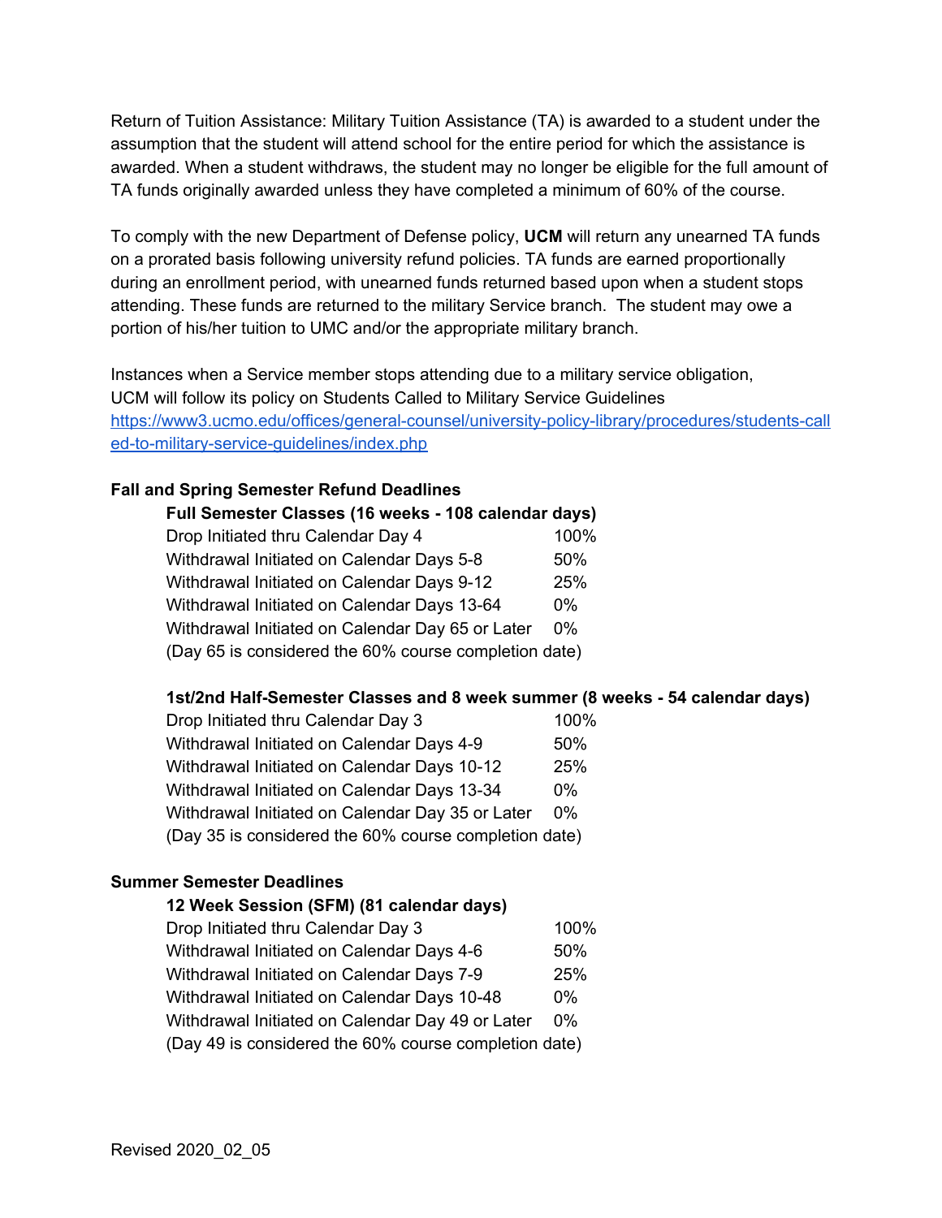Return of Tuition Assistance: Military Tuition Assistance (TA) is awarded to a student under the assumption that the student will attend school for the entire period for which the assistance is awarded. When a student withdraws, the student may no longer be eligible for the full amount of TA funds originally awarded unless they have completed a minimum of 60% of the course.

To comply with the new Department of Defense policy, **UCM** will return any unearned TA funds on a prorated basis following university refund policies. TA funds are earned proportionally during an enrollment period, with unearned funds returned based upon when a student stops attending. These funds are returned to the military Service branch. The student may owe a portion of his/her tuition to UMC and/or the appropriate military branch.

Instances when a Service member stops attending due to a military service obligation, UCM will follow its policy on Students Called to Military Service Guidelines [https://www3.ucmo.edu/offices/general-counsel/university-policy-library/procedures/students-called-to-military-service-guidelines/index.php](https://www3.ucmo.edu/offices/general-counsel/university-policy-library/procedures/students-called-to-military-service-guidelines/index.php)

**Fall and Spring Semester Refund Deadlines**

**Full Semester Classes (16 weeks - 108 calendar days)**

| | |
|---|---|
| Drop Initiated thru Calendar Day 4 | 100% |
| Withdrawal Initiated on Calendar Days 5-8 | 50% |
| Withdrawal Initiated on Calendar Days 9-12 | 25% |
| Withdrawal Initiated on Calendar Days 13-64 | 0% |
| Withdrawal Initiated on Calendar Day 65 or Later | 0% |

(Day 65 is considered the 60% course completion date)

**1st/2nd Half-Semester Classes and 8 week summer (8 weeks - 54 calendar days)**

| | |
|---|---|
| Drop Initiated thru Calendar Day 3 | 100% |
| Withdrawal Initiated on Calendar Days 4-9 | 50% |
| Withdrawal Initiated on Calendar Days 10-12 | 25% |
| Withdrawal Initiated on Calendar Days 13-34 | 0% |
| Withdrawal Initiated on Calendar Day 35 or Later | 0% |

(Day 35 is considered the 60% course completion date)

**Summer Semester Deadlines**

**12 Week Session (SFM) (81 calendar days)**

| | |
|---|---|
| Drop Initiated thru Calendar Day 3 | 100% |
| Withdrawal Initiated on Calendar Days 4-6 | 50% |
| Withdrawal Initiated on Calendar Days 7-9 | 25% |
| Withdrawal Initiated on Calendar Days 10-48 | 0% |
| Withdrawal Initiated on Calendar Day 49 or Later | 0% |

(Day 49 is considered the 60% course completion date)

Revised 2020_02_05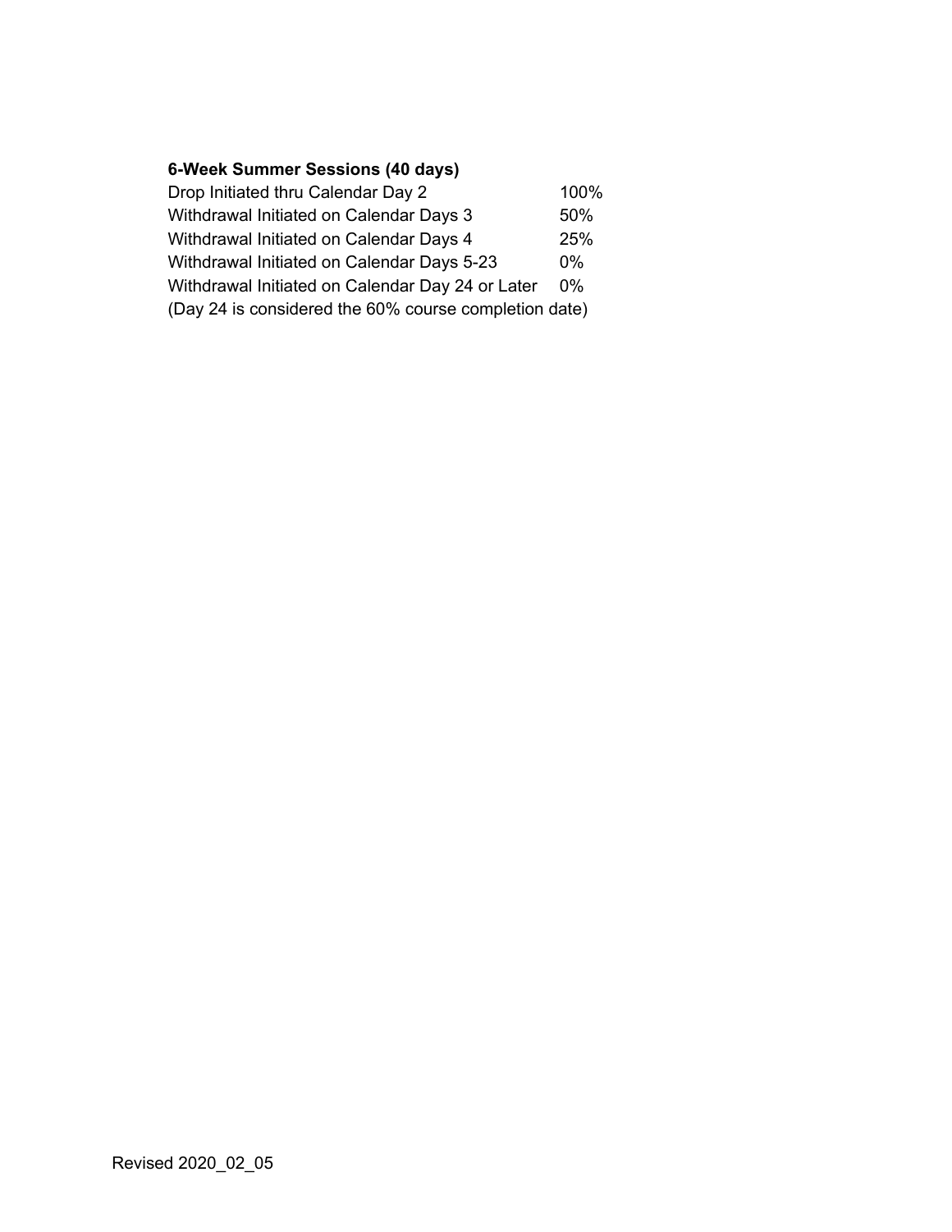**6-Week Summer Sessions (40 days)**

| | |
|---|---|
| Drop Initiated thru Calendar Day 2 | 100% |
| Withdrawal Initiated on Calendar Days 3 | 50% |
| Withdrawal Initiated on Calendar Days 4 | 25% |
| Withdrawal Initiated on Calendar Days 5-23 | 0% |
| Withdrawal Initiated on Calendar Day 24 or Later | 0% |

(Day 24 is considered the 60% course completion date)

Revised 2020_02_05